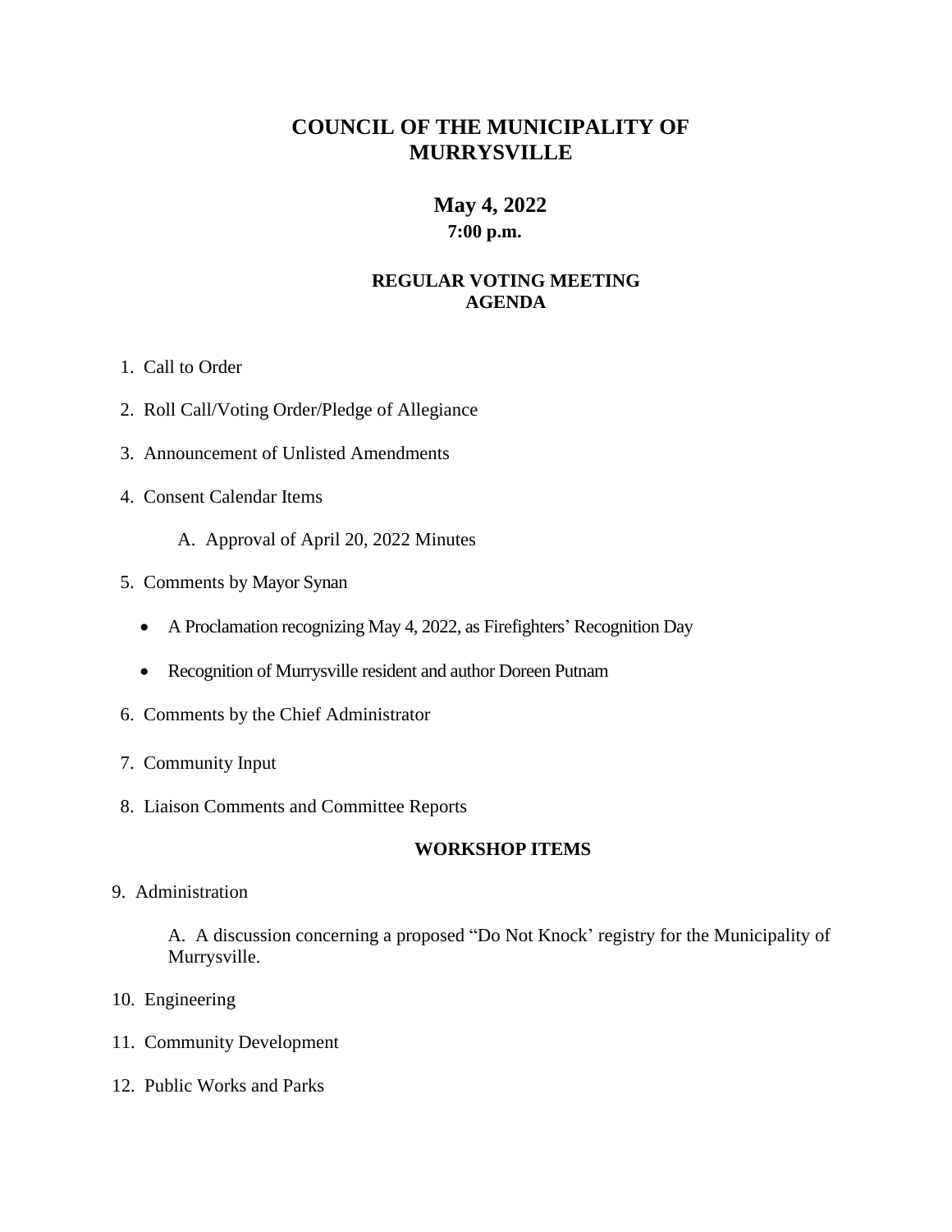# COUNCIL OF THE MUNICIPALITY OF MURRYSVILLE

## May 4, 2022
**7:00 p.m.**

### REGULAR VOTING MEETING AGENDA

1. Call to Order
2. Roll Call/Voting Order/Pledge of Allegiance
3. Announcement of Unlisted Amendments
4. Consent Calendar Items

   A. Approval of April 20, 2022 Minutes

5. Comments by Mayor Synan

   - A Proclamation recognizing May 4, 2022, as Firefighters' Recognition Day
   - Recognition of Murrysville resident and author Doreen Putnam

6. Comments by the Chief Administrator
7. Community Input
8. Liaison Comments and Committee Reports

### WORKSHOP ITEMS

9. Administration

   A. A discussion concerning a proposed "Do Not Knock' registry for the Municipality of Murrysville.

10. Engineering
11. Community Development
12. Public Works and Parks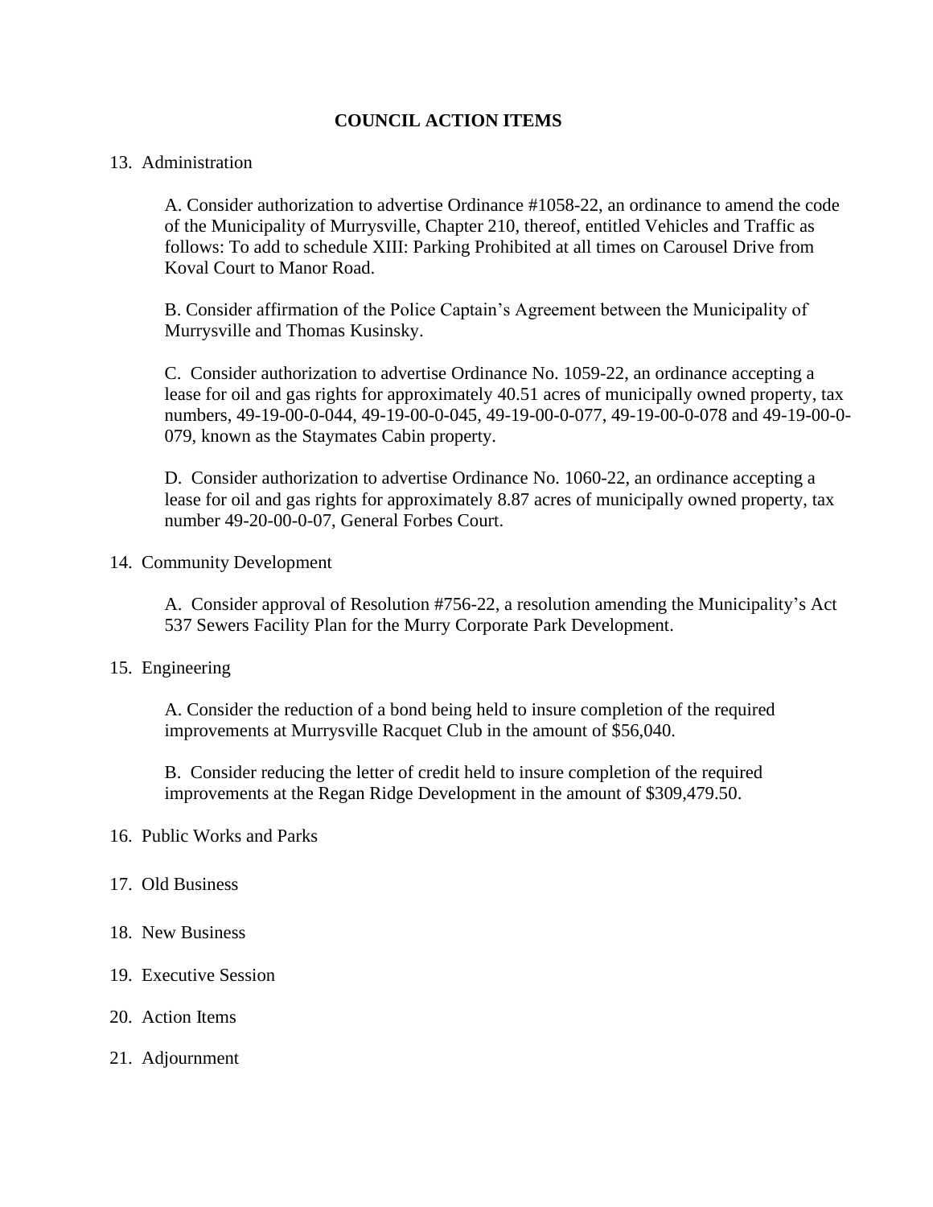## COUNCIL ACTION ITEMS

13. Administration

    A. Consider authorization to advertise Ordinance #1058-22, an ordinance to amend the code of the Municipality of Murrysville, Chapter 210, thereof, entitled Vehicles and Traffic as follows: To add to schedule XIII: Parking Prohibited at all times on Carousel Drive from Koval Court to Manor Road.

    B. Consider affirmation of the Police Captain's Agreement between the Municipality of Murrysville and Thomas Kusinsky.

    C. Consider authorization to advertise Ordinance No. 1059-22, an ordinance accepting a lease for oil and gas rights for approximately 40.51 acres of municipally owned property, tax numbers, 49-19-00-0-044, 49-19-00-0-045, 49-19-00-0-077, 49-19-00-0-078 and 49-19-00-0-079, known as the Staymates Cabin property.

    D. Consider authorization to advertise Ordinance No. 1060-22, an ordinance accepting a lease for oil and gas rights for approximately 8.87 acres of municipally owned property, tax number 49-20-00-0-07, General Forbes Court.

14. Community Development

    A. Consider approval of Resolution #756-22, a resolution amending the Municipality's Act 537 Sewers Facility Plan for the Murry Corporate Park Development.

15. Engineering

    A. Consider the reduction of a bond being held to insure completion of the required improvements at Murrysville Racquet Club in the amount of $56,040.

    B. Consider reducing the letter of credit held to insure completion of the required improvements at the Regan Ridge Development in the amount of $309,479.50.

16. Public Works and Parks

17. Old Business

18. New Business

19. Executive Session

20. Action Items

21. Adjournment